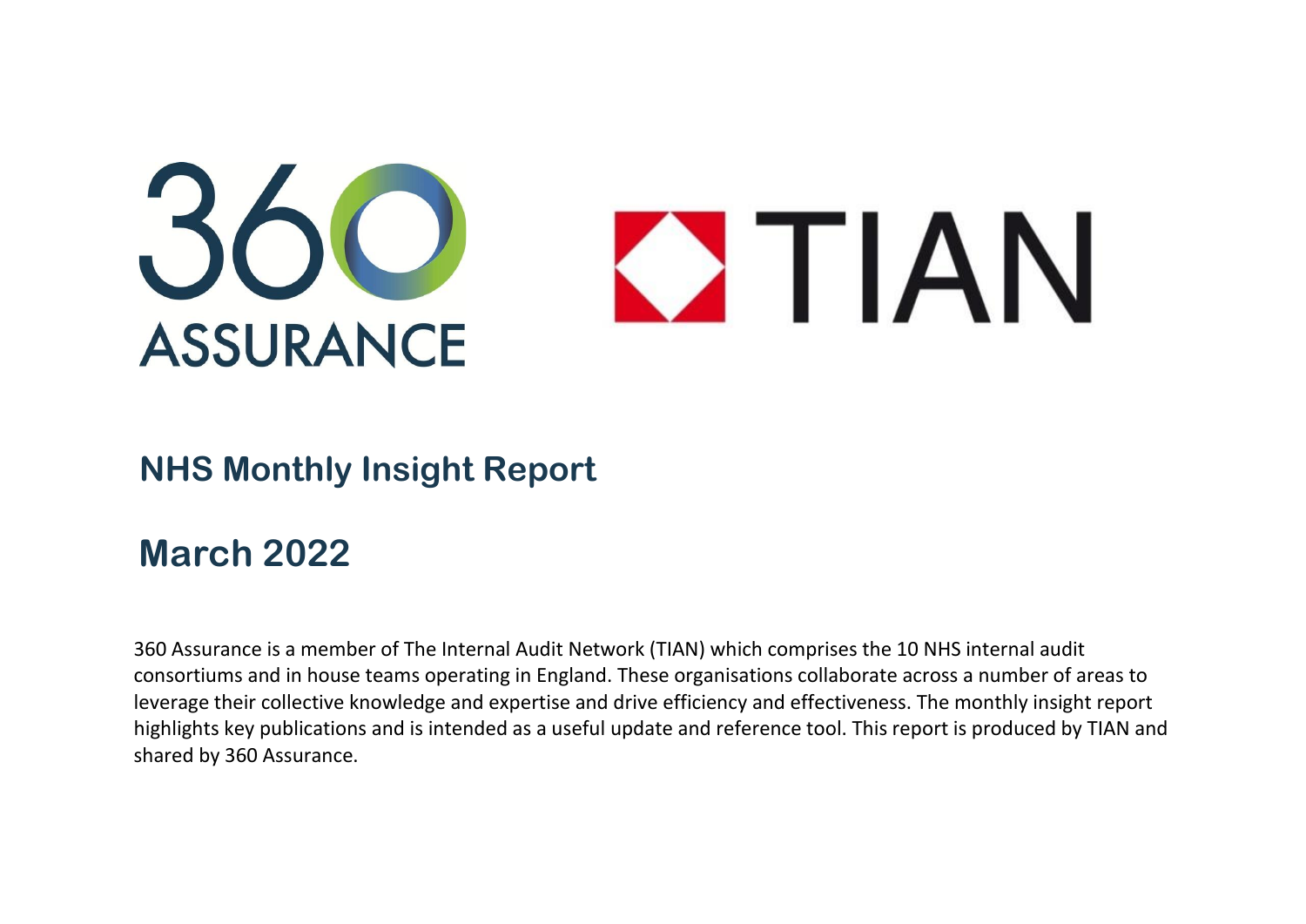360 ASSURANCE

TIAN

# NHS Monthly Insight Report

## March 2022

360 Assurance is a member of The Internal Audit Network (TIAN) which comprises the 10 NHS internal audit consortiums and in house teams operating in England. These organisations collaborate across a number of areas to leverage their collective knowledge and expertise and drive efficiency and effectiveness. The monthly insight report highlights key publications and is intended as a useful update and reference tool. This report is produced by TIAN and shared by 360 Assurance.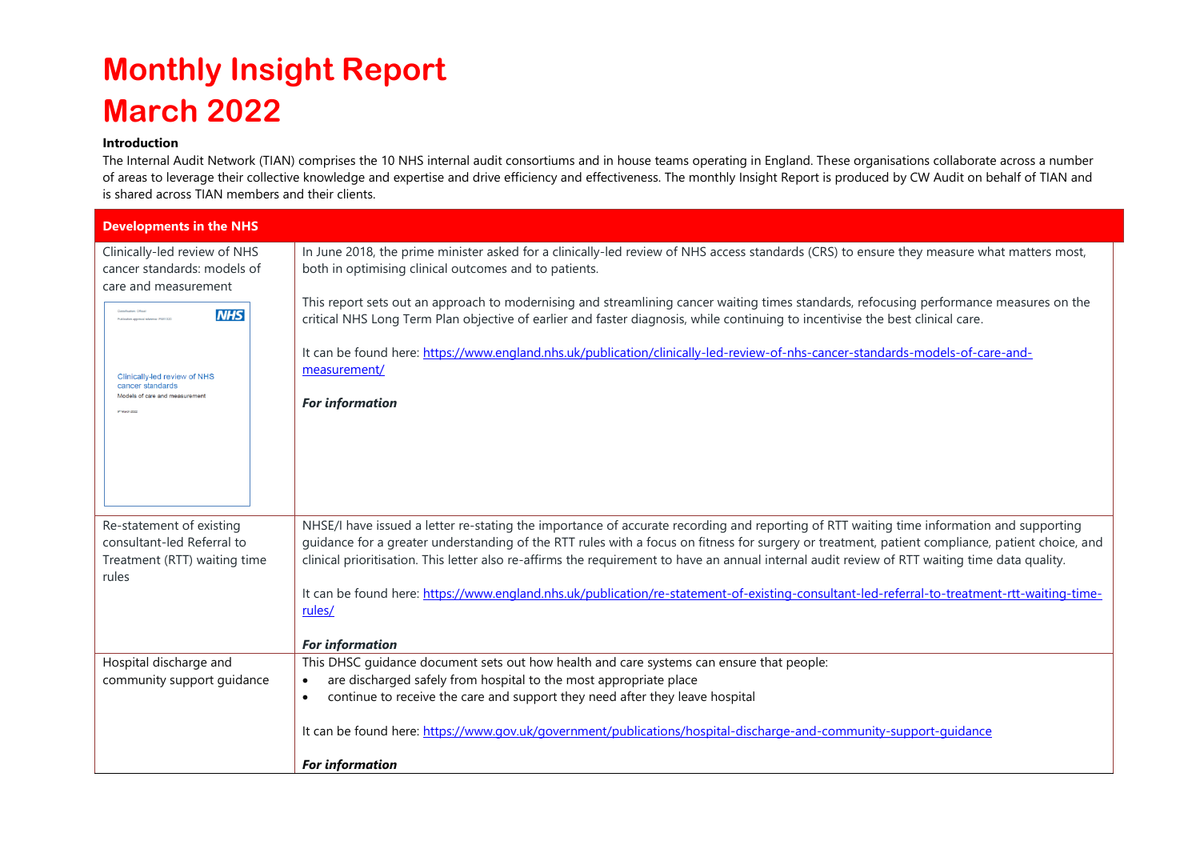# Monthly Insight Report
# March 2022

**Introduction**

The Internal Audit Network (TIAN) comprises the 10 NHS internal audit consortiums and in house teams operating in England. These organisations collaborate across a number of areas to leverage their collective knowledge and expertise and drive efficiency and effectiveness. The monthly Insight Report is produced by CW Audit on behalf of TIAN and is shared across TIAN members and their clients.

| Developments in the NHS | |
|---|---|
| Clinically-led review of NHS cancer standards: models of care and measurement | In June 2018, the prime minister asked for a clinically-led review of NHS access standards (CRS) to ensure they measure what matters most, both in optimising clinical outcomes and to patients.<br><br>This report sets out an approach to modernising and streamlining cancer waiting times standards, refocusing performance measures on the critical NHS Long Term Plan objective of earlier and faster diagnosis, while continuing to incentivise the best clinical care.<br><br>It can be found here: https://www.england.nhs.uk/publication/clinically-led-review-of-nhs-cancer-standards-models-of-care-and-measurement/<br><br>***For information*** |
| Re-statement of existing consultant-led Referral to Treatment (RTT) waiting time rules | NHSE/I have issued a letter re-stating the importance of accurate recording and reporting of RTT waiting time information and supporting guidance for a greater understanding of the RTT rules with a focus on fitness for surgery or treatment, patient compliance, patient choice, and clinical prioritisation. This letter also re-affirms the requirement to have an annual internal audit review of RTT waiting time data quality.<br><br>It can be found here: https://www.england.nhs.uk/publication/re-statement-of-existing-consultant-led-referral-to-treatment-rtt-waiting-time-rules/<br><br>***For information*** |
| Hospital discharge and community support guidance | This DHSC guidance document sets out how health and care systems can ensure that people:<br>• are discharged safely from hospital to the most appropriate place<br>• continue to receive the care and support they need after they leave hospital<br><br>It can be found here: https://www.gov.uk/government/publications/hospital-discharge-and-community-support-guidance<br><br>***For information*** |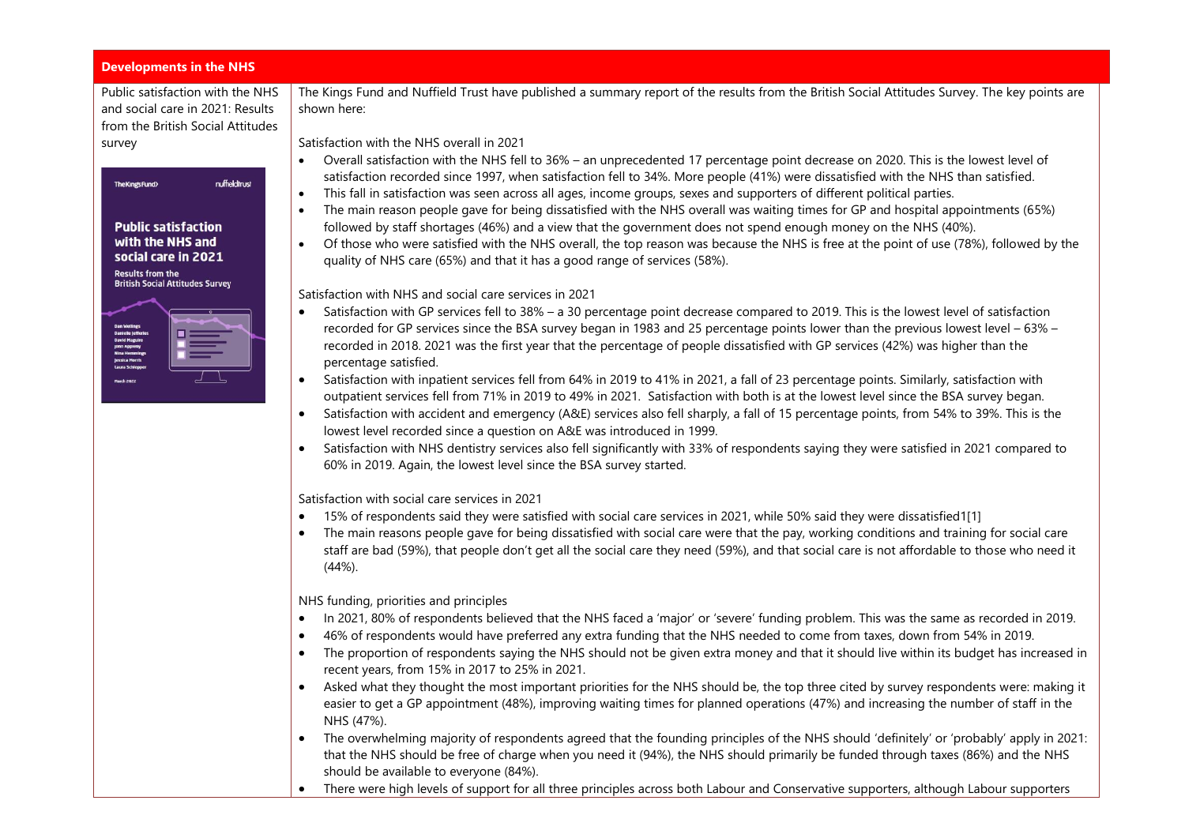## Developments in the NHS

**Public satisfaction with the NHS and social care in 2021: Results from the British Social Attitudes survey**

The Kings Fund and Nuffield Trust have published a summary report of the results from the British Social Attitudes Survey. The key points are shown here:

Satisfaction with the NHS overall in 2021

- Overall satisfaction with the NHS fell to 36% – an unprecedented 17 percentage point decrease on 2020. This is the lowest level of satisfaction recorded since 1997, when satisfaction fell to 34%. More people (41%) were dissatisfied with the NHS than satisfied.
- This fall in satisfaction was seen across all ages, income groups, sexes and supporters of different political parties.
- The main reason people gave for being dissatisfied with the NHS overall was waiting times for GP and hospital appointments (65%) followed by staff shortages (46%) and a view that the government does not spend enough money on the NHS (40%).
- Of those who were satisfied with the NHS overall, the top reason was because the NHS is free at the point of use (78%), followed by the quality of NHS care (65%) and that it has a good range of services (58%).

Satisfaction with NHS and social care services in 2021

- Satisfaction with GP services fell to 38% – a 30 percentage point decrease compared to 2019. This is the lowest level of satisfaction recorded for GP services since the BSA survey began in 1983 and 25 percentage points lower than the previous lowest level – 63% – recorded in 2018. 2021 was the first year that the percentage of people dissatisfied with GP services (42%) was higher than the percentage satisfied.
- Satisfaction with inpatient services fell from 64% in 2019 to 41% in 2021, a fall of 23 percentage points. Similarly, satisfaction with outpatient services fell from 71% in 2019 to 49% in 2021. Satisfaction with both is at the lowest level since the BSA survey began.
- Satisfaction with accident and emergency (A&E) services also fell sharply, a fall of 15 percentage points, from 54% to 39%. This is the lowest level recorded since a question on A&E was introduced in 1999.
- Satisfaction with NHS dentistry services also fell significantly with 33% of respondents saying they were satisfied in 2021 compared to 60% in 2019. Again, the lowest level since the BSA survey started.

Satisfaction with social care services in 2021

- 15% of respondents said they were satisfied with social care services in 2021, while 50% said they were dissatisfied1[1]
- The main reasons people gave for being dissatisfied with social care were that the pay, working conditions and training for social care staff are bad (59%), that people don't get all the social care they need (59%), and that social care is not affordable to those who need it (44%).

NHS funding, priorities and principles

- In 2021, 80% of respondents believed that the NHS faced a 'major' or 'severe' funding problem. This was the same as recorded in 2019.
- 46% of respondents would have preferred any extra funding that the NHS needed to come from taxes, down from 54% in 2019.
- The proportion of respondents saying the NHS should not be given extra money and that it should live within its budget has increased in recent years, from 15% in 2017 to 25% in 2021.
- Asked what they thought the most important priorities for the NHS should be, the top three cited by survey respondents were: making it easier to get a GP appointment (48%), improving waiting times for planned operations (47%) and increasing the number of staff in the NHS (47%).
- The overwhelming majority of respondents agreed that the founding principles of the NHS should 'definitely' or 'probably' apply in 2021: that the NHS should be free of charge when you need it (94%), the NHS should primarily be funded through taxes (86%) and the NHS should be available to everyone (84%).
- There were high levels of support for all three principles across both Labour and Conservative supporters, although Labour supporters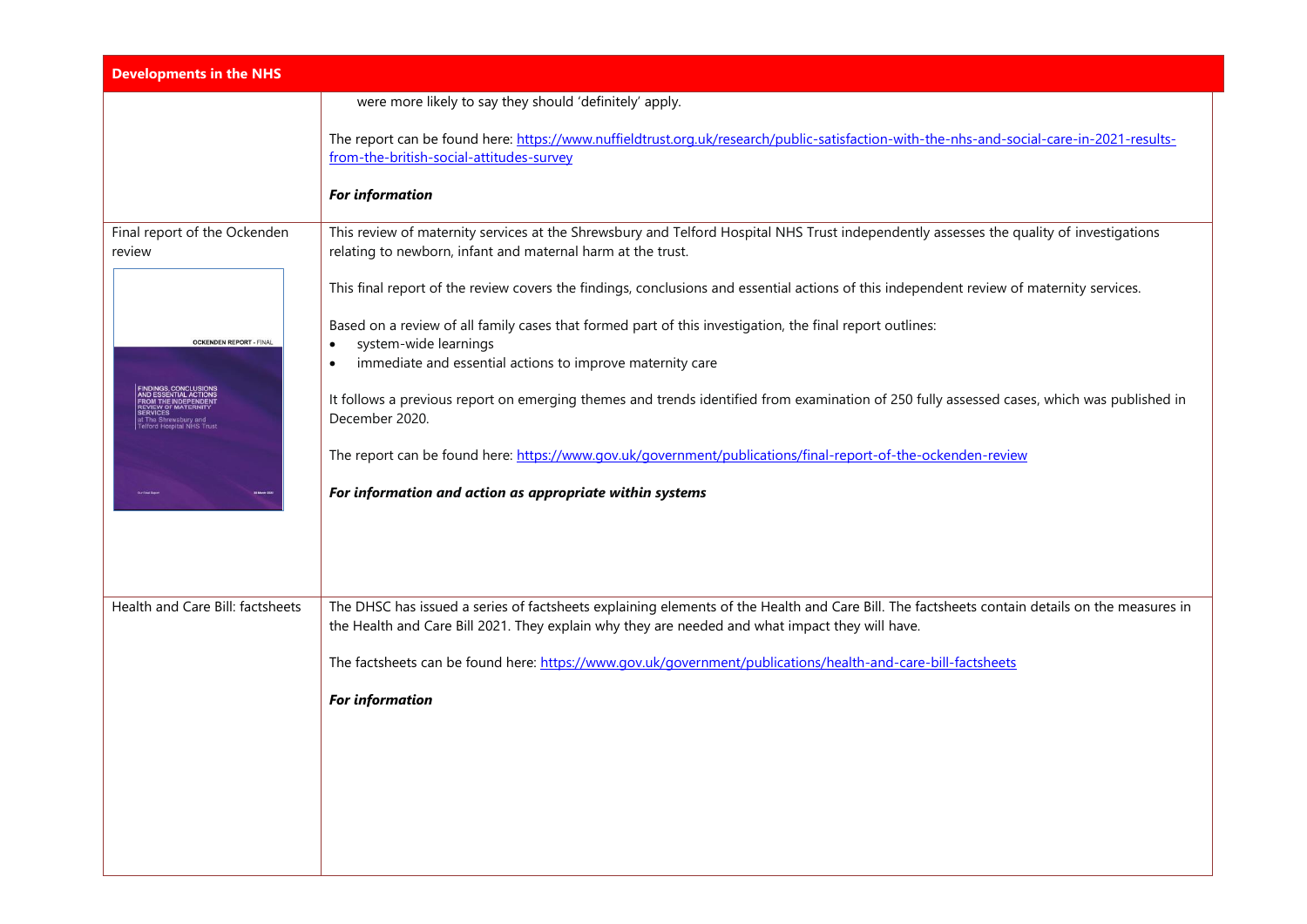| Developments in the NHS | |
|---|---|
| | were more likely to say they should 'definitely' apply.<br><br>The report can be found here: https://www.nuffieldtrust.org.uk/research/public-satisfaction-with-the-nhs-and-social-care-in-2021-results-from-the-british-social-attitudes-survey<br><br>***For information*** |
| Final report of the Ockenden review | This review of maternity services at the Shrewsbury and Telford Hospital NHS Trust independently assesses the quality of investigations relating to newborn, infant and maternal harm at the trust.<br><br>This final report of the review covers the findings, conclusions and essential actions of this independent review of maternity services.<br><br>Based on a review of all family cases that formed part of this investigation, the final report outlines:<br>• system-wide learnings<br>• immediate and essential actions to improve maternity care<br><br>It follows a previous report on emerging themes and trends identified from examination of 250 fully assessed cases, which was published in December 2020.<br><br>The report can be found here: https://www.gov.uk/government/publications/final-report-of-the-ockenden-review<br><br>***For information and action as appropriate within systems*** |
| Health and Care Bill: factsheets | The DHSC has issued a series of factsheets explaining elements of the Health and Care Bill. The factsheets contain details on the measures in the Health and Care Bill 2021. They explain why they are needed and what impact they will have.<br><br>The factsheets can be found here: https://www.gov.uk/government/publications/health-and-care-bill-factsheets<br><br>***For information*** |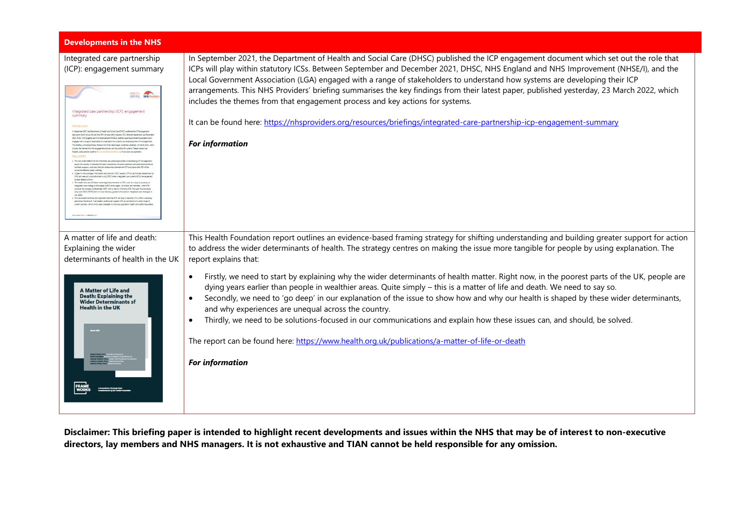| Developments in the NHS | |
|---|---|
| Integrated care partnership (ICP): engagement summary | In September 2021, the Department of Health and Social Care (DHSC) published the ICP engagement document which set out the role that ICPs will play within statutory ICSs. Between September and December 2021, DHSC, NHS England and NHS Improvement (NHSE/I), and the Local Government Association (LGA) engaged with a range of stakeholders to understand how systems are developing their ICP arrangements. This NHS Providers' briefing summarises the key findings from their latest paper, published yesterday, 23 March 2022, which includes the themes from that engagement process and key actions for systems.<br><br>It can be found here: https://nhsproviders.org/resources/briefings/integrated-care-partnership-icp-engagement-summary<br><br>***For information*** |
| A matter of life and death: Explaining the wider determinants of health in the UK | This Health Foundation report outlines an evidence-based framing strategy for shifting understanding and building greater support for action to address the wider determinants of health. The strategy centres on making the issue more tangible for people by using explanation. The report explains that:<br><br>• Firstly, we need to start by explaining why the wider determinants of health matter. Right now, in the poorest parts of the UK, people are dying years earlier than people in wealthier areas. Quite simply – this is a matter of life and death. We need to say so.<br>• Secondly, we need to 'go deep' in our explanation of the issue to show how and why our health is shaped by these wider determinants, and why experiences are unequal across the country.<br>• Thirdly, we need to be solutions-focused in our communications and explain how these issues can, and should, be solved.<br><br>The report can be found here: https://www.health.org.uk/publications/a-matter-of-life-or-death<br><br>***For information*** |

**Disclaimer: This briefing paper is intended to highlight recent developments and issues within the NHS that may be of interest to non-executive directors, lay members and NHS managers. It is not exhaustive and TIAN cannot be held responsible for any omission.**